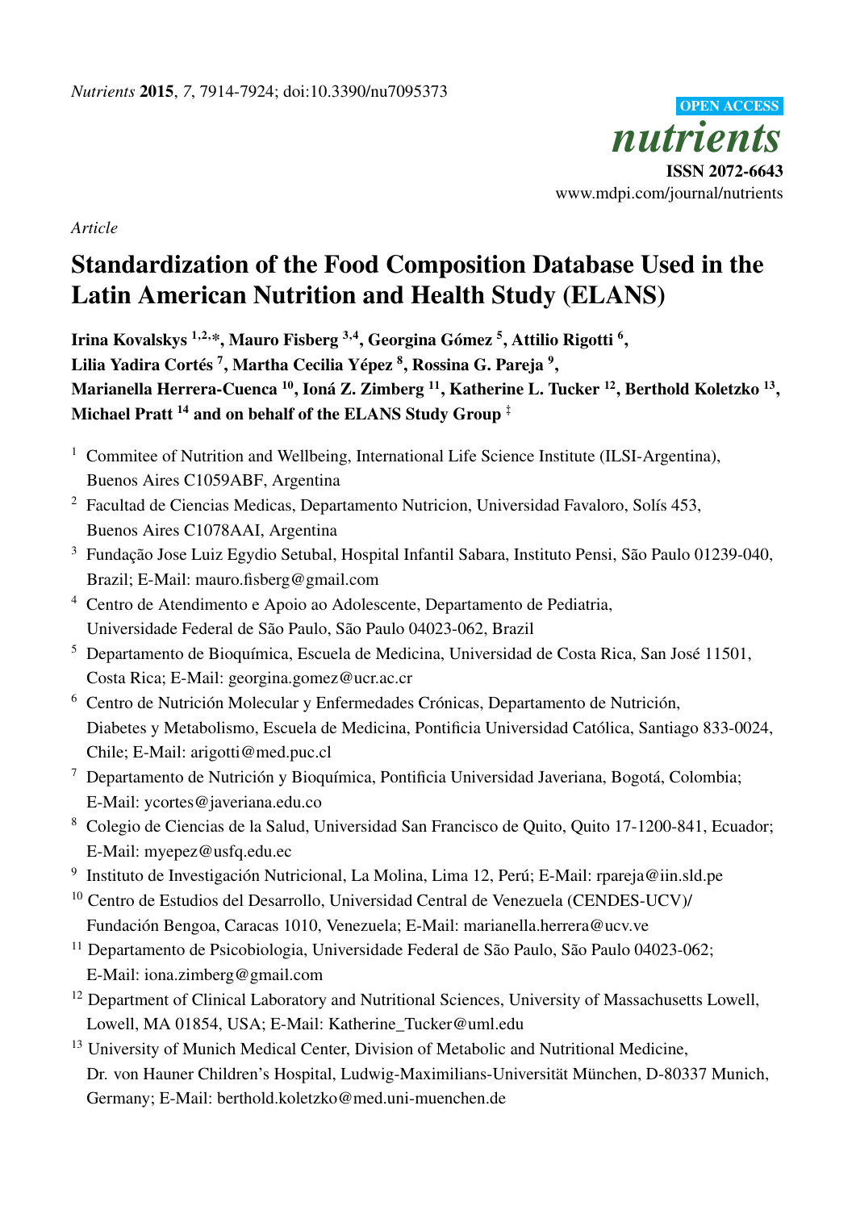*Article*

# Standardization of the Food Composition Database Used in the Latin American Nutrition and Health Study (ELANS)

**Irina Kovalskys [1,2,*], Mauro Fisberg [3,4], Georgina Gómez [5], Attilio Rigotti [6], Lilia Yadira Cortés [7], Martha Cecilia Yépez [8], Rossina G. Pareja [9], Marianella Herrera-Cuenca [10], Ioná Z. Zimberg [11], Katherine L. Tucker [12], Berthold Koletzko [13], Michael Pratt [14] and on behalf of the ELANS Study Group [‡]**

[1] Commitee of Nutrition and Wellbeing, International Life Science Institute (ILSI-Argentina), Buenos Aires C1059ABF, Argentina

[2] Facultad de Ciencias Medicas, Departamento Nutricion, Universidad Favaloro, Solís 453, Buenos Aires C1078AAI, Argentina

[3] Fundação Jose Luiz Egydio Setubal, Hospital Infantil Sabara, Instituto Pensi, São Paulo 01239-040, Brazil; E-Mail: mauro.fisberg@gmail.com

[4] Centro de Atendimento e Apoio ao Adolescente, Departamento de Pediatria, Universidade Federal de São Paulo, São Paulo 04023-062, Brazil

[5] Departamento de Bioquímica, Escuela de Medicina, Universidad de Costa Rica, San José 11501, Costa Rica; E-Mail: georgina.gomez@ucr.ac.cr

[6] Centro de Nutrición Molecular y Enfermedades Crónicas, Departamento de Nutrición, Diabetes y Metabolismo, Escuela de Medicina, Pontificia Universidad Católica, Santiago 833-0024, Chile; E-Mail: arigotti@med.puc.cl

[7] Departamento de Nutrición y Bioquímica, Pontificia Universidad Javeriana, Bogotá, Colombia; E-Mail: ycortes@javeriana.edu.co

[8] Colegio de Ciencias de la Salud, Universidad San Francisco de Quito, Quito 17-1200-841, Ecuador; E-Mail: myepez@usfq.edu.ec

[9] Instituto de Investigación Nutricional, La Molina, Lima 12, Perú; E-Mail: rpareja@iin.sld.pe

[10] Centro de Estudios del Desarrollo, Universidad Central de Venezuela (CENDES-UCV)/ Fundación Bengoa, Caracas 1010, Venezuela; E-Mail: marianella.herrera@ucv.ve

[11] Departamento de Psicobiologia, Universidade Federal de São Paulo, São Paulo 04023-062; E-Mail: iona.zimberg@gmail.com

[12] Department of Clinical Laboratory and Nutritional Sciences, University of Massachusetts Lowell, Lowell, MA 01854, USA; E-Mail: Katherine_Tucker@uml.edu

[13] University of Munich Medical Center, Division of Metabolic and Nutritional Medicine, Dr. von Hauner Children's Hospital, Ludwig-Maximilians-Universität München, D-80337 Munich, Germany; E-Mail: berthold.koletzko@med.uni-muenchen.de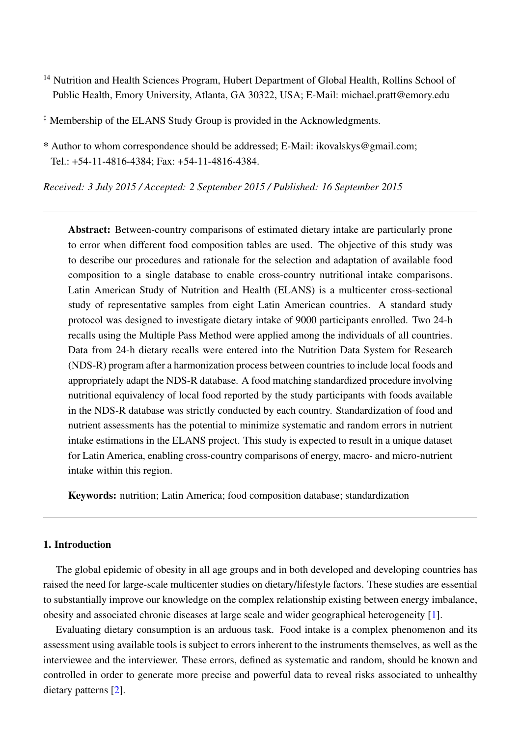[14] Nutrition and Health Sciences Program, Hubert Department of Global Health, Rollins School of Public Health, Emory University, Atlanta, GA 30322, USA; E-Mail: michael.pratt@emory.edu

‡ Membership of the ELANS Study Group is provided in the Acknowledgments.

* Author to whom correspondence should be addressed; E-Mail: ikovalskys@gmail.com; Tel.: +54-11-4816-4384; Fax: +54-11-4816-4384.

*Received: 3 July 2015 / Accepted: 2 September 2015 / Published: 16 September 2015*

---

**Abstract:** Between-country comparisons of estimated dietary intake are particularly prone to error when different food composition tables are used. The objective of this study was to describe our procedures and rationale for the selection and adaptation of available food composition to a single database to enable cross-country nutritional intake comparisons. Latin American Study of Nutrition and Health (ELANS) is a multicenter cross-sectional study of representative samples from eight Latin American countries. A standard study protocol was designed to investigate dietary intake of 9000 participants enrolled. Two 24-h recalls using the Multiple Pass Method were applied among the individuals of all countries. Data from 24-h dietary recalls were entered into the Nutrition Data System for Research (NDS-R) program after a harmonization process between countries to include local foods and appropriately adapt the NDS-R database. A food matching standardized procedure involving nutritional equivalency of local food reported by the study participants with foods available in the NDS-R database was strictly conducted by each country. Standardization of food and nutrient assessments has the potential to minimize systematic and random errors in nutrient intake estimations in the ELANS project. This study is expected to result in a unique dataset for Latin America, enabling cross-country comparisons of energy, macro- and micro-nutrient intake within this region.

**Keywords:** nutrition; Latin America; food composition database; standardization

---

## 1. Introduction

The global epidemic of obesity in all age groups and in both developed and developing countries has raised the need for large-scale multicenter studies on dietary/lifestyle factors. These studies are essential to substantially improve our knowledge on the complex relationship existing between energy imbalance, obesity and associated chronic diseases at large scale and wider geographical heterogeneity [1].

Evaluating dietary consumption is an arduous task. Food intake is a complex phenomenon and its assessment using available tools is subject to errors inherent to the instruments themselves, as well as the interviewee and the interviewer. These errors, defined as systematic and random, should be known and controlled in order to generate more precise and powerful data to reveal risks associated to unhealthy dietary patterns [2].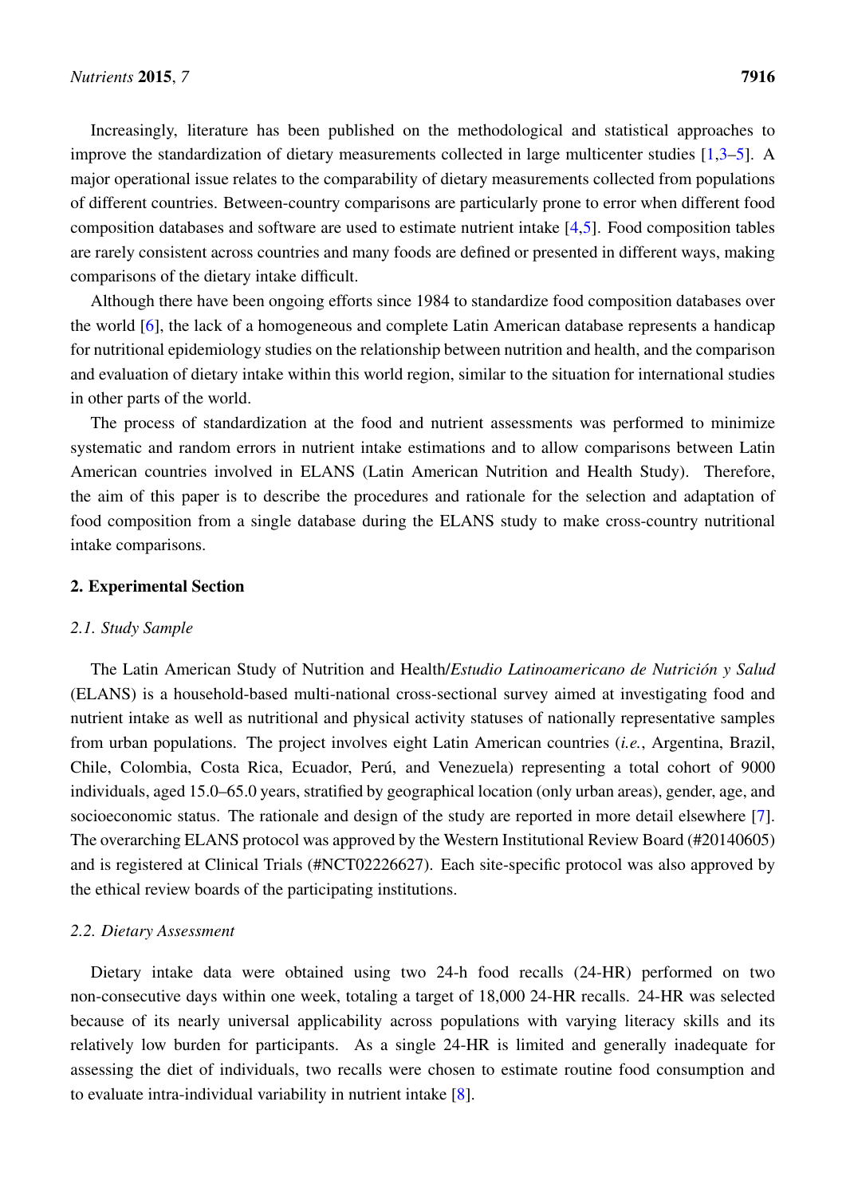Increasingly, literature has been published on the methodological and statistical approaches to improve the standardization of dietary measurements collected in large multicenter studies [1,3–5]. A major operational issue relates to the comparability of dietary measurements collected from populations of different countries. Between-country comparisons are particularly prone to error when different food composition databases and software are used to estimate nutrient intake [4,5]. Food composition tables are rarely consistent across countries and many foods are defined or presented in different ways, making comparisons of the dietary intake difficult.

Although there have been ongoing efforts since 1984 to standardize food composition databases over the world [6], the lack of a homogeneous and complete Latin American database represents a handicap for nutritional epidemiology studies on the relationship between nutrition and health, and the comparison and evaluation of dietary intake within this world region, similar to the situation for international studies in other parts of the world.

The process of standardization at the food and nutrient assessments was performed to minimize systematic and random errors in nutrient intake estimations and to allow comparisons between Latin American countries involved in ELANS (Latin American Nutrition and Health Study). Therefore, the aim of this paper is to describe the procedures and rationale for the selection and adaptation of food composition from a single database during the ELANS study to make cross-country nutritional intake comparisons.

## 2. Experimental Section

### 2.1. Study Sample

The Latin American Study of Nutrition and Health/*Estudio Latinoamericano de Nutrición y Salud* (ELANS) is a household-based multi-national cross-sectional survey aimed at investigating food and nutrient intake as well as nutritional and physical activity statuses of nationally representative samples from urban populations. The project involves eight Latin American countries (*i.e.*, Argentina, Brazil, Chile, Colombia, Costa Rica, Ecuador, Perú, and Venezuela) representing a total cohort of 9000 individuals, aged 15.0–65.0 years, stratified by geographical location (only urban areas), gender, age, and socioeconomic status. The rationale and design of the study are reported in more detail elsewhere [7]. The overarching ELANS protocol was approved by the Western Institutional Review Board (#20140605) and is registered at Clinical Trials (#NCT02226627). Each site-specific protocol was also approved by the ethical review boards of the participating institutions.

### 2.2. Dietary Assessment

Dietary intake data were obtained using two 24-h food recalls (24-HR) performed on two non-consecutive days within one week, totaling a target of 18,000 24-HR recalls. 24-HR was selected because of its nearly universal applicability across populations with varying literacy skills and its relatively low burden for participants. As a single 24-HR is limited and generally inadequate for assessing the diet of individuals, two recalls were chosen to estimate routine food consumption and to evaluate intra-individual variability in nutrient intake [8].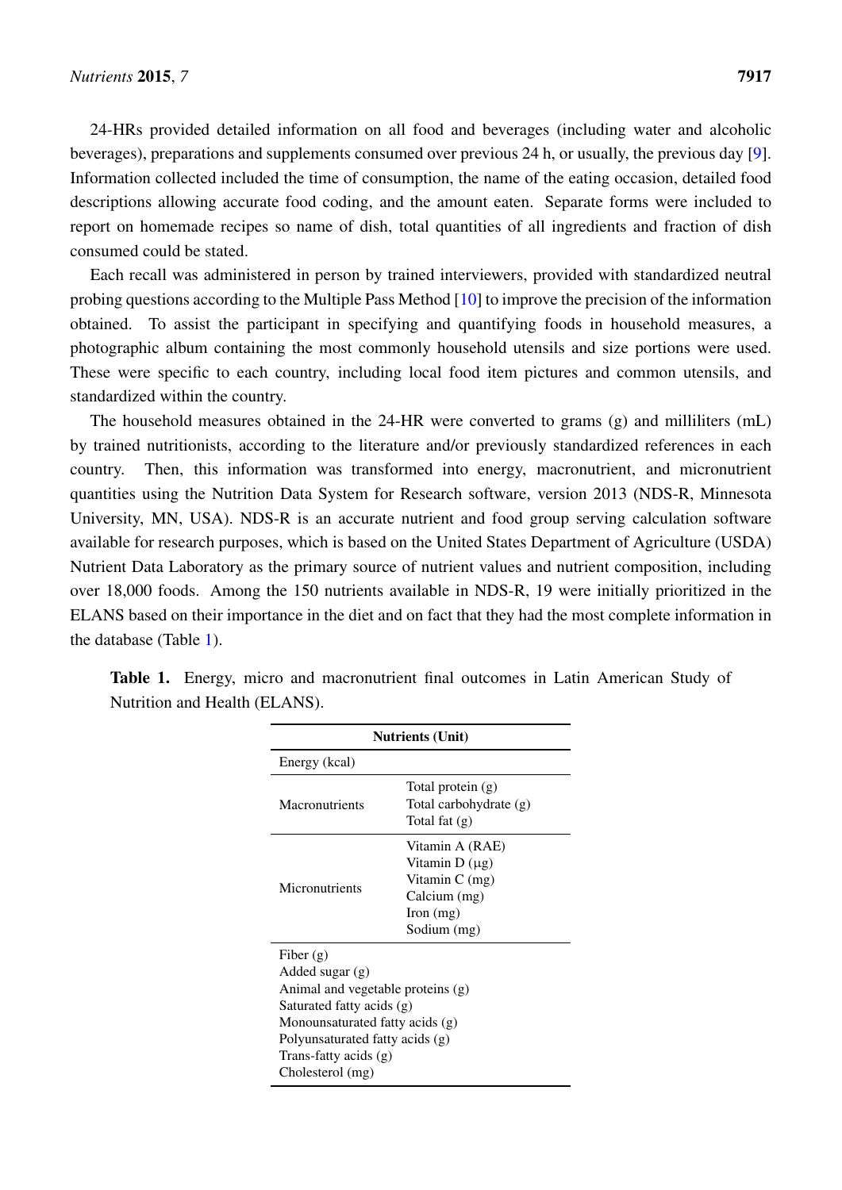24-HRs provided detailed information on all food and beverages (including water and alcoholic beverages), preparations and supplements consumed over previous 24 h, or usually, the previous day [9]. Information collected included the time of consumption, the name of the eating occasion, detailed food descriptions allowing accurate food coding, and the amount eaten. Separate forms were included to report on homemade recipes so name of dish, total quantities of all ingredients and fraction of dish consumed could be stated.

Each recall was administered in person by trained interviewers, provided with standardized neutral probing questions according to the Multiple Pass Method [10] to improve the precision of the information obtained. To assist the participant in specifying and quantifying foods in household measures, a photographic album containing the most commonly household utensils and size portions were used. These were specific to each country, including local food item pictures and common utensils, and standardized within the country.

The household measures obtained in the 24-HR were converted to grams (g) and milliliters (mL) by trained nutritionists, according to the literature and/or previously standardized references in each country. Then, this information was transformed into energy, macronutrient, and micronutrient quantities using the Nutrition Data System for Research software, version 2013 (NDS-R, Minnesota University, MN, USA). NDS-R is an accurate nutrient and food group serving calculation software available for research purposes, which is based on the United States Department of Agriculture (USDA) Nutrient Data Laboratory as the primary source of nutrient values and nutrient composition, including over 18,000 foods. Among the 150 nutrients available in NDS-R, 19 were initially prioritized in the ELANS based on their importance in the diet and on fact that they had the most complete information in the database (Table 1).

**Table 1.** Energy, micro and macronutrient final outcomes in Latin American Study of Nutrition and Health (ELANS).

| Nutrients (Unit) | |
|---|---|
| Energy (kcal) | |
| Macronutrients | Total protein (g)<br>Total carbohydrate (g)<br>Total fat (g) |
| Micronutrients | Vitamin A (RAE)<br>Vitamin D (μg)<br>Vitamin C (mg)<br>Calcium (mg)<br>Iron (mg)<br>Sodium (mg) |
| Fiber (g)<br>Added sugar (g)<br>Animal and vegetable proteins (g)<br>Saturated fatty acids (g)<br>Monounsaturated fatty acids (g)<br>Polyunsaturated fatty acids (g)<br>Trans-fatty acids (g)<br>Cholesterol (mg) | |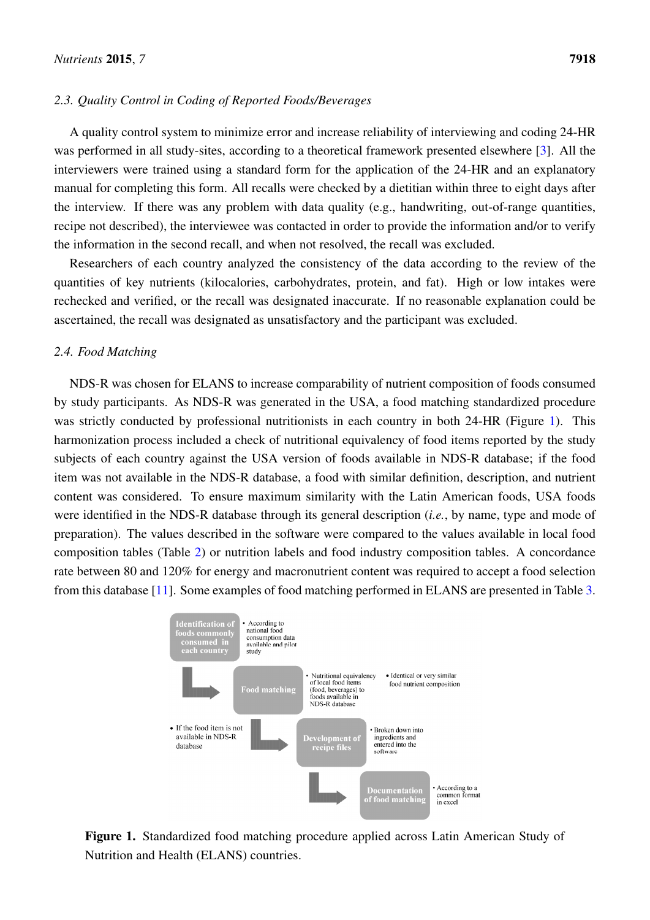### 2.3. Quality Control in Coding of Reported Foods/Beverages

A quality control system to minimize error and increase reliability of interviewing and coding 24-HR was performed in all study-sites, according to a theoretical framework presented elsewhere [3]. All the interviewers were trained using a standard form for the application of the 24-HR and an explanatory manual for completing this form. All recalls were checked by a dietitian within three to eight days after the interview. If there was any problem with data quality (e.g., handwriting, out-of-range quantities, recipe not described), the interviewee was contacted in order to provide the information and/or to verify the information in the second recall, and when not resolved, the recall was excluded.

Researchers of each country analyzed the consistency of the data according to the review of the quantities of key nutrients (kilocalories, carbohydrates, protein, and fat). High or low intakes were rechecked and verified, or the recall was designated inaccurate. If no reasonable explanation could be ascertained, the recall was designated as unsatisfactory and the participant was excluded.

### 2.4. Food Matching

NDS-R was chosen for ELANS to increase comparability of nutrient composition of foods consumed by study participants. As NDS-R was generated in the USA, a food matching standardized procedure was strictly conducted by professional nutritionists in each country in both 24-HR (Figure 1). This harmonization process included a check of nutritional equivalency of food items reported by the study subjects of each country against the USA version of foods available in NDS-R database; if the food item was not available in the NDS-R database, a food with similar definition, description, and nutrient content was considered. To ensure maximum similarity with the Latin American foods, USA foods were identified in the NDS-R database through its general description (*i.e.*, by name, type and mode of preparation). The values described in the software were compared to the values available in local food composition tables (Table 2) or nutrition labels and food industry composition tables. A concordance rate between 80 and 120% for energy and macronutrient content was required to accept a food selection from this database [11]. Some examples of food matching performed in ELANS are presented in Table 3.

- **Identification of foods commonly consumed in each country**
  - According to national food consumption data available and pilot study
- **Food matching**
  - Nutritional equivalency of local food items (food, beverages) to foods available in NDS-R database
  - Identical or very similar food nutrient composition
- **Development of recipe files**
  - If the food item is not available in NDS-R database
  - Broken down into ingredients and entered into the software
- **Documentation of food matching**
  - According to a common format in excel

**Figure 1.** Standardized food matching procedure applied across Latin American Study of Nutrition and Health (ELANS) countries.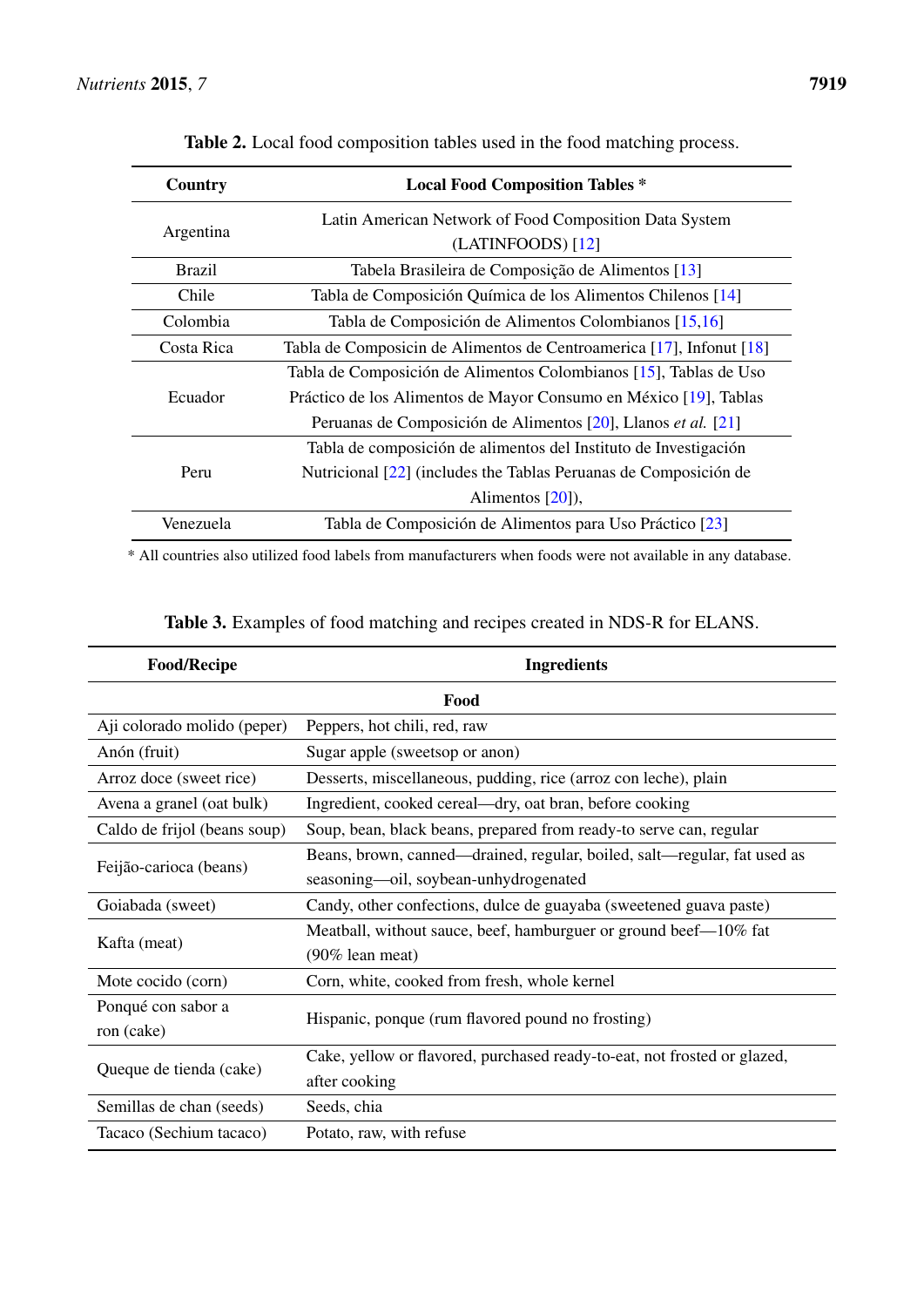**Table 2.** Local food composition tables used in the food matching process.

| Country | Local Food Composition Tables * |
|---|---|
| Argentina | Latin American Network of Food Composition Data System (LATINFOODS) [12] |
| Brazil | Tabela Brasileira de Composição de Alimentos [13] |
| Chile | Tabla de Composición Química de los Alimentos Chilenos [14] |
| Colombia | Tabla de Composición de Alimentos Colombianos [15,16] |
| Costa Rica | Tabla de Composicin de Alimentos de Centroamerica [17], Infonut [18] |
| Ecuador | Tabla de Composición de Alimentos Colombianos [15], Tablas de Uso Práctico de los Alimentos de Mayor Consumo en México [19], Tablas Peruanas de Composición de Alimentos [20], Llanos *et al.* [21] |
| Peru | Tabla de composición de alimentos del Instituto de Investigación Nutricional [22] (includes the Tablas Peruanas de Composición de Alimentos [20]), |
| Venezuela | Tabla de Composición de Alimentos para Uso Práctico [23] |

* All countries also utilized food labels from manufacturers when foods were not available in any database.

**Table 3.** Examples of food matching and recipes created in NDS-R for ELANS.

| Food/Recipe | Ingredients |
|---|---|
| **Food** | |
| Aji colorado molido (peper) | Peppers, hot chili, red, raw |
| Anón (fruit) | Sugar apple (sweetsop or anon) |
| Arroz doce (sweet rice) | Desserts, miscellaneous, pudding, rice (arroz con leche), plain |
| Avena a granel (oat bulk) | Ingredient, cooked cereal—dry, oat bran, before cooking |
| Caldo de frijol (beans soup) | Soup, bean, black beans, prepared from ready-to serve can, regular |
| Feijão-carioca (beans) | Beans, brown, canned—drained, regular, boiled, salt—regular, fat used as seasoning—oil, soybean-unhydrogenated |
| Goiabada (sweet) | Candy, other confections, dulce de guayaba (sweetened guava paste) |
| Kafta (meat) | Meatball, without sauce, beef, hamburguer or ground beef—10% fat (90% lean meat) |
| Mote cocido (corn) | Corn, white, cooked from fresh, whole kernel |
| Ponqué con sabor a ron (cake) | Hispanic, ponque (rum flavored pound no frosting) |
| Queque de tienda (cake) | Cake, yellow or flavored, purchased ready-to-eat, not frosted or glazed, after cooking |
| Semillas de chan (seeds) | Seeds, chia |
| Tacaco (Sechium tacaco) | Potato, raw, with refuse |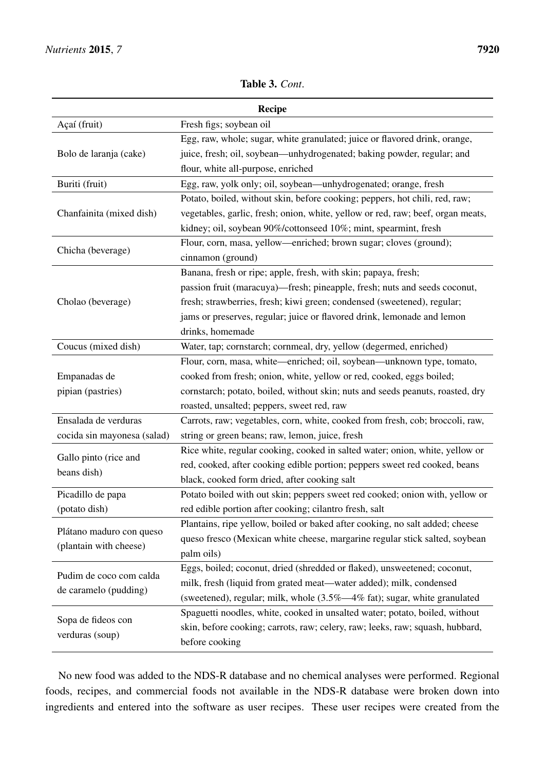**Table 3.** *Cont.*

| Recipe | |
|---|---|
| Açaí (fruit) | Fresh figs; soybean oil |
| Bolo de laranja (cake) | Egg, raw, whole; sugar, white granulated; juice or flavored drink, orange, juice, fresh; oil, soybean—unhydrogenated; baking powder, regular; and flour, white all-purpose, enriched |
| Buriti (fruit) | Egg, raw, yolk only; oil, soybean—unhydrogenated; orange, fresh |
| Chanfainita (mixed dish) | Potato, boiled, without skin, before cooking; peppers, hot chili, red, raw; vegetables, garlic, fresh; onion, white, yellow or red, raw; beef, organ meats, kidney; oil, soybean 90%/cottonseed 10%; mint, spearmint, fresh |
| Chicha (beverage) | Flour, corn, masa, yellow—enriched; brown sugar; cloves (ground); cinnamon (ground) |
| Cholao (beverage) | Banana, fresh or ripe; apple, fresh, with skin; papaya, fresh; passion fruit (maracuya)—fresh; pineapple, fresh; nuts and seeds coconut, fresh; strawberries, fresh; kiwi green; condensed (sweetened), regular; jams or preserves, regular; juice or flavored drink, lemonade and lemon drinks, homemade |
| Coucus (mixed dish) | Water, tap; cornstarch; cornmeal, dry, yellow (degermed, enriched) |
| Empanadas de pipian (pastries) | Flour, corn, masa, white—enriched; oil, soybean—unknown type, tomato, cooked from fresh; onion, white, yellow or red, cooked, eggs boiled; cornstarch; potato, boiled, without skin; nuts and seeds peanuts, roasted, dry roasted, unsalted; peppers, sweet red, raw |
| Ensalada de verduras cocida sin mayonesa (salad) | Carrots, raw; vegetables, corn, white, cooked from fresh, cob; broccoli, raw, string or green beans; raw, lemon, juice, fresh |
| Gallo pinto (rice and beans dish) | Rice white, regular cooking, cooked in salted water; onion, white, yellow or red, cooked, after cooking edible portion; peppers sweet red cooked, beans black, cooked form dried, after cooking salt |
| Picadillo de papa (potato dish) | Potato boiled with out skin; peppers sweet red cooked; onion with, yellow or red edible portion after cooking; cilantro fresh, salt |
| Plátano maduro con queso (plantain with cheese) | Plantains, ripe yellow, boiled or baked after cooking, no salt added; cheese queso fresco (Mexican white cheese, margarine regular stick salted, soybean palm oils) |
| Pudim de coco com calda de caramelo (pudding) | Eggs, boiled; coconut, dried (shredded or flaked), unsweetened; coconut, milk, fresh (liquid from grated meat—water added); milk, condensed (sweetened), regular; milk, whole (3.5%—4% fat); sugar, white granulated |
| Sopa de fideos con verduras (soup) | Spaghetti noodles, white, cooked in unsalted water; potato, boiled, without skin, before cooking; carrots, raw; celery, raw; leeks, raw; squash, hubbard, before cooking |

No new food was added to the NDS-R database and no chemical analyses were performed. Regional foods, recipes, and commercial foods not available in the NDS-R database were broken down into ingredients and entered into the software as user recipes. These user recipes were created from the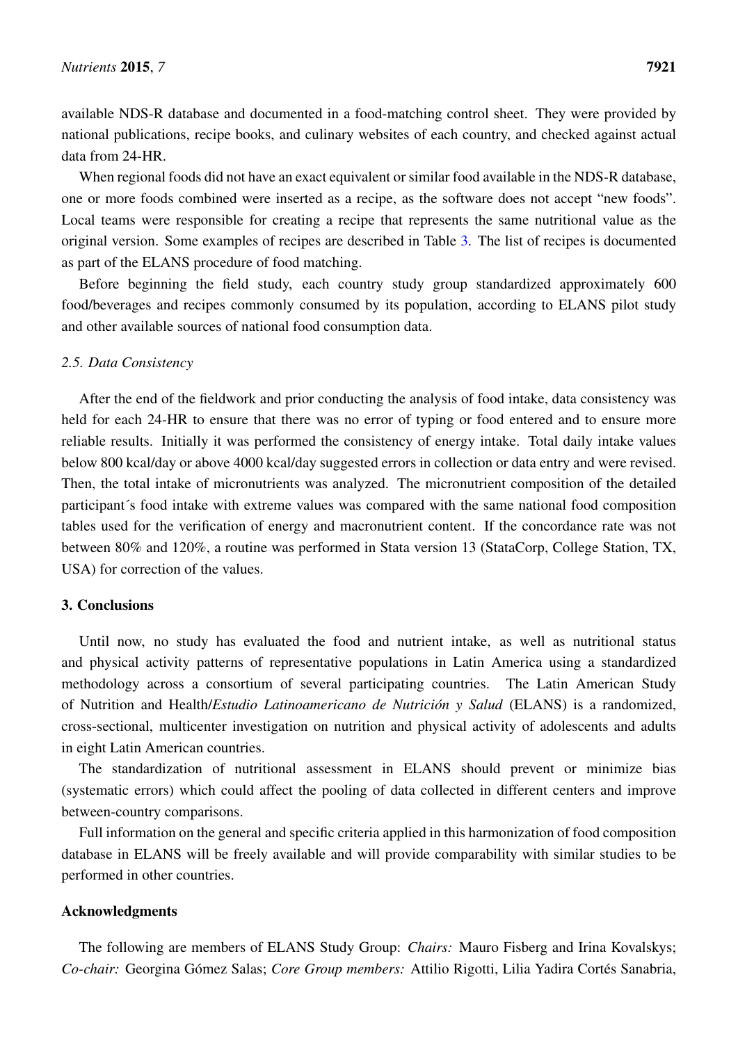available NDS-R database and documented in a food-matching control sheet. They were provided by national publications, recipe books, and culinary websites of each country, and checked against actual data from 24-HR.

When regional foods did not have an exact equivalent or similar food available in the NDS-R database, one or more foods combined were inserted as a recipe, as the software does not accept "new foods". Local teams were responsible for creating a recipe that represents the same nutritional value as the original version. Some examples of recipes are described in Table 3. The list of recipes is documented as part of the ELANS procedure of food matching.

Before beginning the field study, each country study group standardized approximately 600 food/beverages and recipes commonly consumed by its population, according to ELANS pilot study and other available sources of national food consumption data.

### *2.5. Data Consistency*

After the end of the fieldwork and prior conducting the analysis of food intake, data consistency was held for each 24-HR to ensure that there was no error of typing or food entered and to ensure more reliable results. Initially it was performed the consistency of energy intake. Total daily intake values below 800 kcal/day or above 4000 kcal/day suggested errors in collection or data entry and were revised. Then, the total intake of micronutrients was analyzed. The micronutrient composition of the detailed participant´s food intake with extreme values was compared with the same national food composition tables used for the verification of energy and macronutrient content. If the concordance rate was not between 80% and 120%, a routine was performed in Stata version 13 (StataCorp, College Station, TX, USA) for correction of the values.

## 3. Conclusions

Until now, no study has evaluated the food and nutrient intake, as well as nutritional status and physical activity patterns of representative populations in Latin America using a standardized methodology across a consortium of several participating countries. The Latin American Study of Nutrition and Health/*Estudio Latinoamericano de Nutrición y Salud* (ELANS) is a randomized, cross-sectional, multicenter investigation on nutrition and physical activity of adolescents and adults in eight Latin American countries.

The standardization of nutritional assessment in ELANS should prevent or minimize bias (systematic errors) which could affect the pooling of data collected in different centers and improve between-country comparisons.

Full information on the general and specific criteria applied in this harmonization of food composition database in ELANS will be freely available and will provide comparability with similar studies to be performed in other countries.

## Acknowledgments

The following are members of ELANS Study Group: *Chairs:* Mauro Fisberg and Irina Kovalskys; *Co-chair:* Georgina Gómez Salas; *Core Group members:* Attilio Rigotti, Lilia Yadira Cortés Sanabria,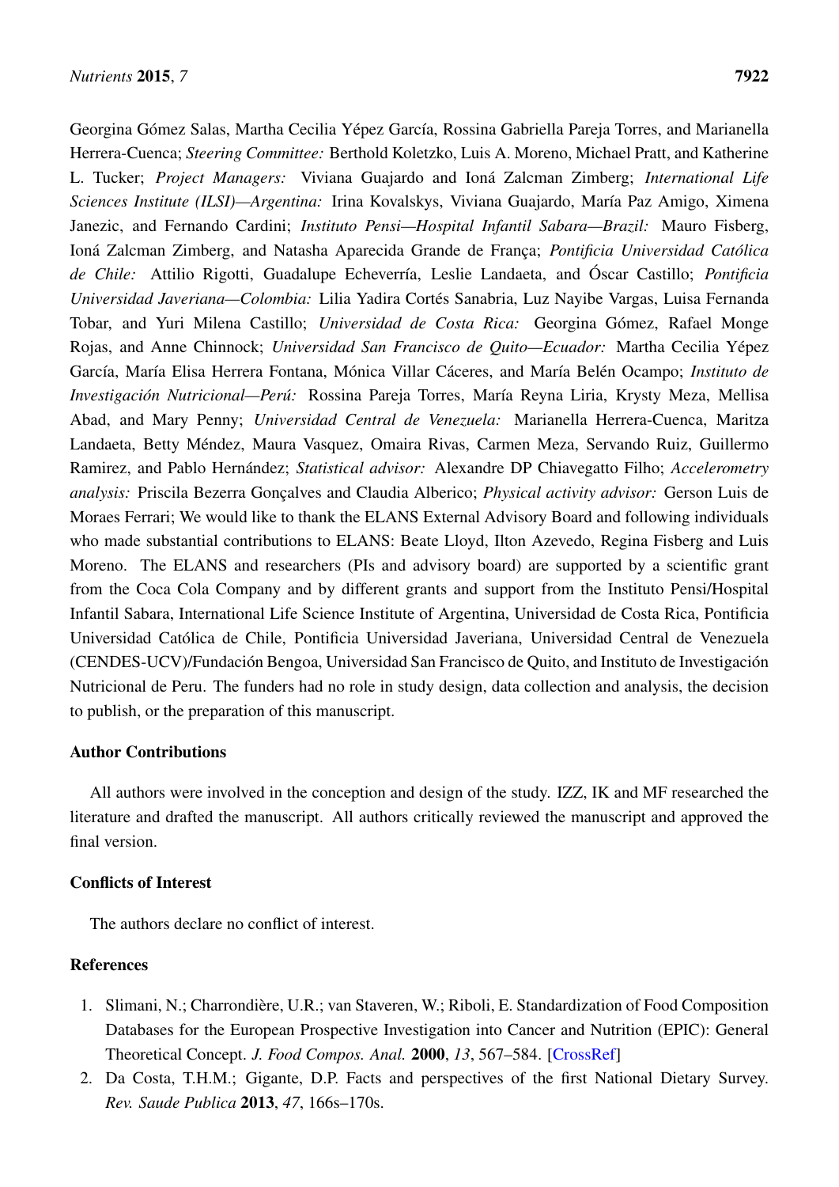Georgina Gómez Salas, Martha Cecilia Yépez García, Rossina Gabriella Pareja Torres, and Marianella Herrera-Cuenca; *Steering Committee:* Berthold Koletzko, Luis A. Moreno, Michael Pratt, and Katherine L. Tucker; *Project Managers:* Viviana Guajardo and Ioná Zalcman Zimberg; *International Life Sciences Institute (ILSI)—Argentina:* Irina Kovalskys, Viviana Guajardo, María Paz Amigo, Ximena Janezic, and Fernando Cardini; *Instituto Pensi—Hospital Infantil Sabara—Brazil:* Mauro Fisberg, Ioná Zalcman Zimberg, and Natasha Aparecida Grande de França; *Pontificia Universidad Católica de Chile:* Attilio Rigotti, Guadalupe Echeverría, Leslie Landaeta, and Óscar Castillo; *Pontificia Universidad Javeriana—Colombia:* Lilia Yadira Cortés Sanabria, Luz Nayibe Vargas, Luisa Fernanda Tobar, and Yuri Milena Castillo; *Universidad de Costa Rica:* Georgina Gómez, Rafael Monge Rojas, and Anne Chinnock; *Universidad San Francisco de Quito—Ecuador:* Martha Cecilia Yépez García, María Elisa Herrera Fontana, Mónica Villar Cáceres, and María Belén Ocampo; *Instituto de Investigación Nutricional—Perú:* Rossina Pareja Torres, María Reyna Liria, Krysty Meza, Mellisa Abad, and Mary Penny; *Universidad Central de Venezuela:* Marianella Herrera-Cuenca, Maritza Landaeta, Betty Méndez, Maura Vasquez, Omaira Rivas, Carmen Meza, Servando Ruiz, Guillermo Ramirez, and Pablo Hernández; *Statistical advisor:* Alexandre DP Chiavegatto Filho; *Accelerometry analysis:* Priscila Bezerra Gonçalves and Claudia Alberico; *Physical activity advisor:* Gerson Luis de Moraes Ferrari; We would like to thank the ELANS External Advisory Board and following individuals who made substantial contributions to ELANS: Beate Lloyd, Ilton Azevedo, Regina Fisberg and Luis Moreno. The ELANS and researchers (PIs and advisory board) are supported by a scientific grant from the Coca Cola Company and by different grants and support from the Instituto Pensi/Hospital Infantil Sabara, International Life Science Institute of Argentina, Universidad de Costa Rica, Pontificia Universidad Católica de Chile, Pontificia Universidad Javeriana, Universidad Central de Venezuela (CENDES-UCV)/Fundación Bengoa, Universidad San Francisco de Quito, and Instituto de Investigación Nutricional de Peru. The funders had no role in study design, data collection and analysis, the decision to publish, or the preparation of this manuscript.

## Author Contributions

All authors were involved in the conception and design of the study. IZZ, IK and MF researched the literature and drafted the manuscript. All authors critically reviewed the manuscript and approved the final version.

## Conflicts of Interest

The authors declare no conflict of interest.

## References

1. Slimani, N.; Charrondière, U.R.; van Staveren, W.; Riboli, E. Standardization of Food Composition Databases for the European Prospective Investigation into Cancer and Nutrition (EPIC): General Theoretical Concept. *J. Food Compos. Anal.* **2000**, *13*, 567–584. [CrossRef]
2. Da Costa, T.H.M.; Gigante, D.P. Facts and perspectives of the first National Dietary Survey. *Rev. Saude Publica* **2013**, *47*, 166s–170s.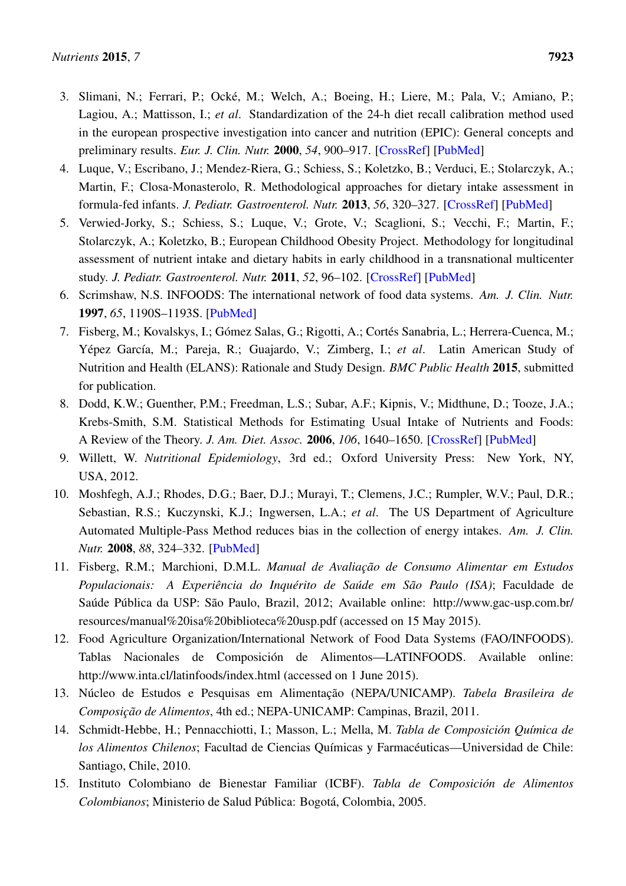3. Slimani, N.; Ferrari, P.; Ocké, M.; Welch, A.; Boeing, H.; Liere, M.; Pala, V.; Amiano, P.; Lagiou, A.; Mattisson, I.; *et al*. Standardization of the 24-h diet recall calibration method used in the european prospective investigation into cancer and nutrition (EPIC): General concepts and preliminary results. *Eur. J. Clin. Nutr.* **2000**, *54*, 900–917. [CrossRef] [PubMed]
4. Luque, V.; Escribano, J.; Mendez-Riera, G.; Schiess, S.; Koletzko, B.; Verduci, E.; Stolarczyk, A.; Martin, F.; Closa-Monasterolo, R. Methodological approaches for dietary intake assessment in formula-fed infants. *J. Pediatr. Gastroenterol. Nutr.* **2013**, *56*, 320–327. [CrossRef] [PubMed]
5. Verwied-Jorky, S.; Schiess, S.; Luque, V.; Grote, V.; Scaglioni, S.; Vecchi, F.; Martin, F.; Stolarczyk, A.; Koletzko, B.; European Childhood Obesity Project. Methodology for longitudinal assessment of nutrient intake and dietary habits in early childhood in a transnational multicenter study. *J. Pediatr. Gastroenterol. Nutr.* **2011**, *52*, 96–102. [CrossRef] [PubMed]
6. Scrimshaw, N.S. INFOODS: The international network of food data systems. *Am. J. Clin. Nutr.* **1997**, *65*, 1190S–1193S. [PubMed]
7. Fisberg, M.; Kovalskys, I.; Gómez Salas, G.; Rigotti, A.; Cortés Sanabria, L.; Herrera-Cuenca, M.; Yépez García, M.; Pareja, R.; Guajardo, V.; Zimberg, I.; *et al*. Latin American Study of Nutrition and Health (ELANS): Rationale and Study Design. *BMC Public Health* **2015**, submitted for publication.
8. Dodd, K.W.; Guenther, P.M.; Freedman, L.S.; Subar, A.F.; Kipnis, V.; Midthune, D.; Tooze, J.A.; Krebs-Smith, S.M. Statistical Methods for Estimating Usual Intake of Nutrients and Foods: A Review of the Theory. *J. Am. Diet. Assoc.* **2006**, *106*, 1640–1650. [CrossRef] [PubMed]
9. Willett, W. *Nutritional Epidemiology*, 3rd ed.; Oxford University Press: New York, NY, USA, 2012.
10. Moshfegh, A.J.; Rhodes, D.G.; Baer, D.J.; Murayi, T.; Clemens, J.C.; Rumpler, W.V.; Paul, D.R.; Sebastian, R.S.; Kuczynski, K.J.; Ingwersen, L.A.; *et al*. The US Department of Agriculture Automated Multiple-Pass Method reduces bias in the collection of energy intakes. *Am. J. Clin. Nutr.* **2008**, *88*, 324–332. [PubMed]
11. Fisberg, R.M.; Marchioni, D.M.L. *Manual de Avaliação de Consumo Alimentar em Estudos Populacionais: A Experiência do Inquérito de Saúde em São Paulo (ISA)*; Faculdade de Saúde Pública da USP: São Paulo, Brazil, 2012; Available online: http://www.gac-usp.com.br/resources/manual%20isa%20biblioteca%20usp.pdf (accessed on 15 May 2015).
12. Food Agriculture Organization/International Network of Food Data Systems (FAO/INFOODS). Tablas Nacionales de Composición de Alimentos—LATINFOODS. Available online: http://www.inta.cl/latinfoods/index.html (accessed on 1 June 2015).
13. Núcleo de Estudos e Pesquisas em Alimentação (NEPA/UNICAMP). *Tabela Brasileira de Composição de Alimentos*, 4th ed.; NEPA-UNICAMP: Campinas, Brazil, 2011.
14. Schmidt-Hebbe, H.; Pennacchiotti, I.; Masson, L.; Mella, M. *Tabla de Composición Química de los Alimentos Chilenos*; Facultad de Ciencias Químicas y Farmacéuticas—Universidad de Chile: Santiago, Chile, 2010.
15. Instituto Colombiano de Bienestar Familiar (ICBF). *Tabla de Composición de Alimentos Colombianos*; Ministerio de Salud Pública: Bogotá, Colombia, 2005.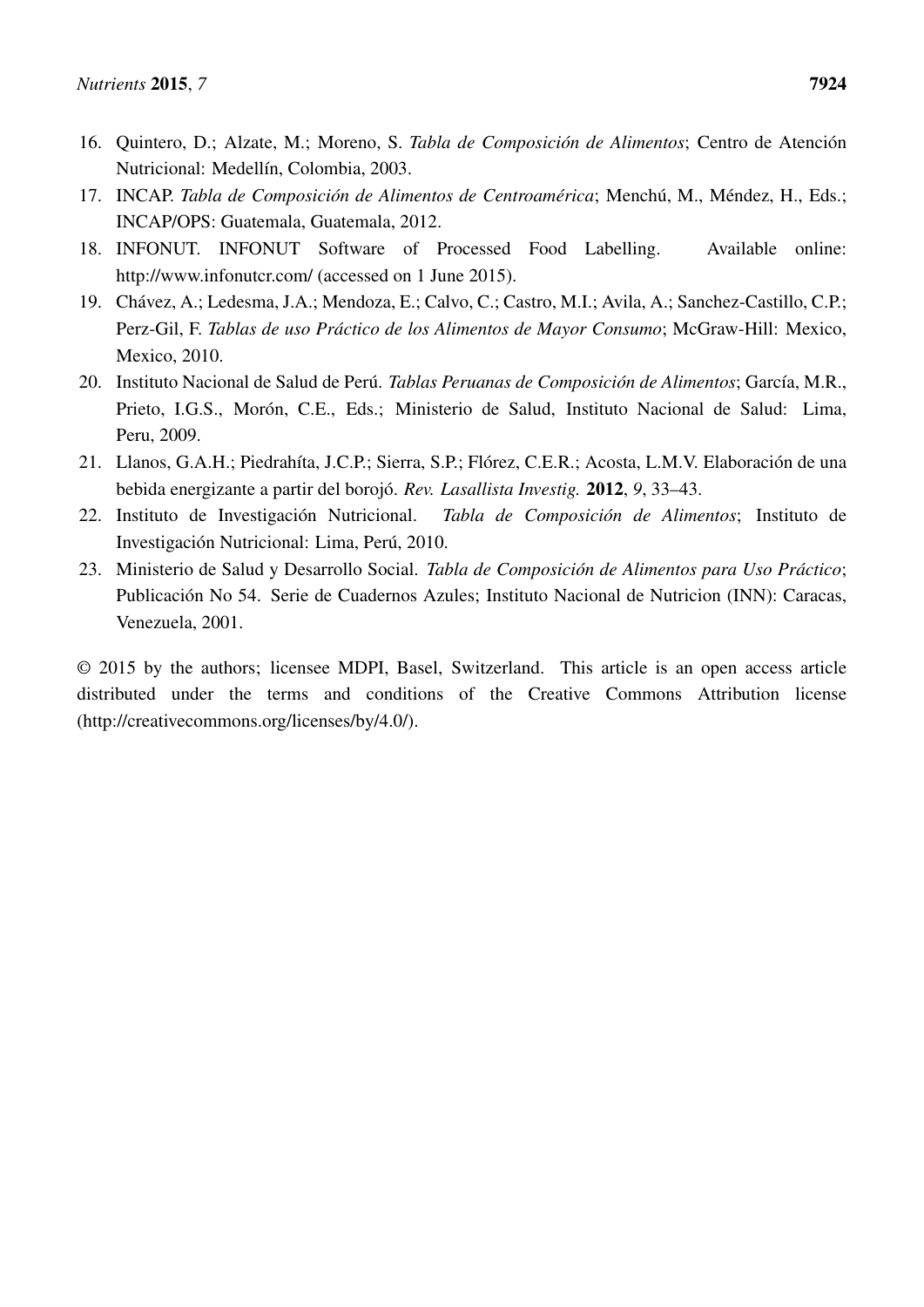16. Quintero, D.; Alzate, M.; Moreno, S. *Tabla de Composición de Alimentos*; Centro de Atención Nutricional: Medellín, Colombia, 2003.
17. INCAP. *Tabla de Composición de Alimentos de Centroamérica*; Menchú, M., Méndez, H., Eds.; INCAP/OPS: Guatemala, Guatemala, 2012.
18. INFONUT. INFONUT Software of Processed Food Labelling. Available online: http://www.infonutcr.com/ (accessed on 1 June 2015).
19. Chávez, A.; Ledesma, J.A.; Mendoza, E.; Calvo, C.; Castro, M.I.; Avila, A.; Sanchez-Castillo, C.P.; Perz-Gil, F. *Tablas de uso Práctico de los Alimentos de Mayor Consumo*; McGraw-Hill: Mexico, Mexico, 2010.
20. Instituto Nacional de Salud de Perú. *Tablas Peruanas de Composición de Alimentos*; García, M.R., Prieto, I.G.S., Morón, C.E., Eds.; Ministerio de Salud, Instituto Nacional de Salud: Lima, Peru, 2009.
21. Llanos, G.A.H.; Piedrahíta, J.C.P.; Sierra, S.P.; Flórez, C.E.R.; Acosta, L.M.V. Elaboración de una bebida energizante a partir del borojó. *Rev. Lasallista Investig.* **2012**, *9*, 33–43.
22. Instituto de Investigación Nutricional. *Tabla de Composición de Alimentos*; Instituto de Investigación Nutricional: Lima, Perú, 2010.
23. Ministerio de Salud y Desarrollo Social. *Tabla de Composición de Alimentos para Uso Práctico*; Publicación No 54. Serie de Cuadernos Azules; Instituto Nacional de Nutricion (INN): Caracas, Venezuela, 2001.

© 2015 by the authors; licensee MDPI, Basel, Switzerland. This article is an open access article distributed under the terms and conditions of the Creative Commons Attribution license (http://creativecommons.org/licenses/by/4.0/).